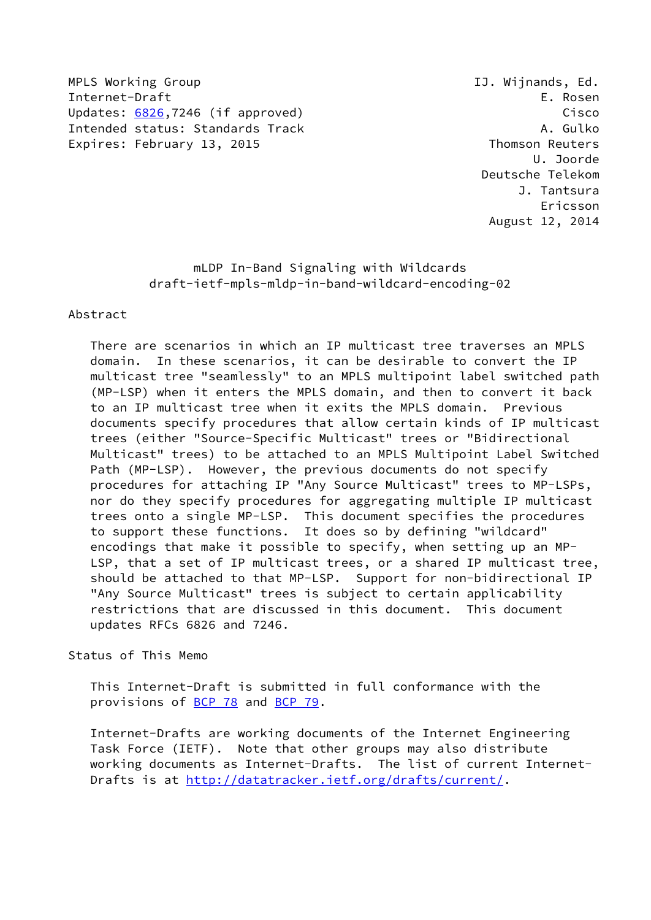MPLS Working Group IJ. Wijnands, Ed.
Internet-Draft E. Rosen
Updates: 6826,7246 (if approved) Cisco
Intended status: Standards Track A. Gulko
Expires: February 13, 2015 Thomson Reuters
U. Joorde
Deutsche Telekom
J. Tantsura
Ericsson
August 12, 2014

# mLDP In-Band Signaling with Wildcards
draft-ietf-mpls-mldp-in-band-wildcard-encoding-02

## Abstract

There are scenarios in which an IP multicast tree traverses an MPLS domain. In these scenarios, it can be desirable to convert the IP multicast tree "seamlessly" to an MPLS multipoint label switched path (MP-LSP) when it enters the MPLS domain, and then to convert it back to an IP multicast tree when it exits the MPLS domain. Previous documents specify procedures that allow certain kinds of IP multicast trees (either "Source-Specific Multicast" trees or "Bidirectional Multicast" trees) to be attached to an MPLS Multipoint Label Switched Path (MP-LSP). However, the previous documents do not specify procedures for attaching IP "Any Source Multicast" trees to MP-LSPs, nor do they specify procedures for aggregating multiple IP multicast trees onto a single MP-LSP. This document specifies the procedures to support these functions. It does so by defining "wildcard" encodings that make it possible to specify, when setting up an MP-LSP, that a set of IP multicast trees, or a shared IP multicast tree, should be attached to that MP-LSP. Support for non-bidirectional IP "Any Source Multicast" trees is subject to certain applicability restrictions that are discussed in this document. This document updates RFCs 6826 and 7246.

## Status of This Memo

This Internet-Draft is submitted in full conformance with the provisions of BCP 78 and BCP 79.

Internet-Drafts are working documents of the Internet Engineering Task Force (IETF). Note that other groups may also distribute working documents as Internet-Drafts. The list of current Internet-Drafts is at http://datatracker.ietf.org/drafts/current/.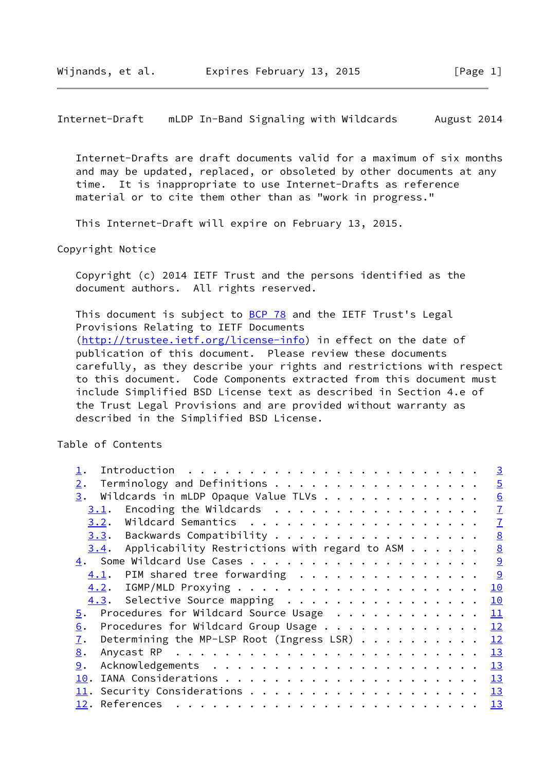Internet-Drafts are draft documents valid for a maximum of six months and may be updated, replaced, or obsoleted by other documents at any time. It is inappropriate to use Internet-Drafts as reference material or to cite them other than as "work in progress."

This Internet-Draft will expire on February 13, 2015.

Copyright Notice

Copyright (c) 2014 IETF Trust and the persons identified as the document authors. All rights reserved.

This document is subject to BCP 78 and the IETF Trust's Legal Provisions Relating to IETF Documents (http://trustee.ietf.org/license-info) in effect on the date of publication of this document. Please review these documents carefully, as they describe your rights and restrictions with respect to this document. Code Components extracted from this document must include Simplified BSD License text as described in Section 4.e of the Trust Legal Provisions and are provided without warranty as described in the Simplified BSD License.

Table of Contents

```
   1.  Introduction  . . . . . . . . . . . . . . . . . . . . . . . .   3
   2.  Terminology and Definitions . . . . . . . . . . . . . . . . .   5
   3.  Wildcards in mLDP Opaque Value TLVs . . . . . . . . . . . . .   6
     3.1.  Encoding the Wildcards  . . . . . . . . . . . . . . . . .   7
     3.2.  Wildcard Semantics  . . . . . . . . . . . . . . . . . . .   7
     3.3.  Backwards Compatibility . . . . . . . . . . . . . . . . .   8
     3.4.  Applicability Restrictions with regard to ASM . . . . . .   8
   4.  Some Wildcard Use Cases . . . . . . . . . . . . . . . . . . .   9
     4.1.  PIM shared tree forwarding  . . . . . . . . . . . . . . .   9
     4.2.  IGMP/MLD Proxying . . . . . . . . . . . . . . . . . . . .  10
     4.3.  Selective Source mapping  . . . . . . . . . . . . . . . .  10
   5.  Procedures for Wildcard Source Usage  . . . . . . . . . . . .  11
   6.  Procedures for Wildcard Group Usage . . . . . . . . . . . . .  12
   7.  Determining the MP-LSP Root (Ingress LSR) . . . . . . . . . .  12
   8.  Anycast RP  . . . . . . . . . . . . . . . . . . . . . . . . .  13
   9.  Acknowledgements  . . . . . . . . . . . . . . . . . . . . . .  13
   10. IANA Considerations . . . . . . . . . . . . . . . . . . . . .  13
   11. Security Considerations . . . . . . . . . . . . . . . . . . .  13
   12. References  . . . . . . . . . . . . . . . . . . . . . . . . .  13
```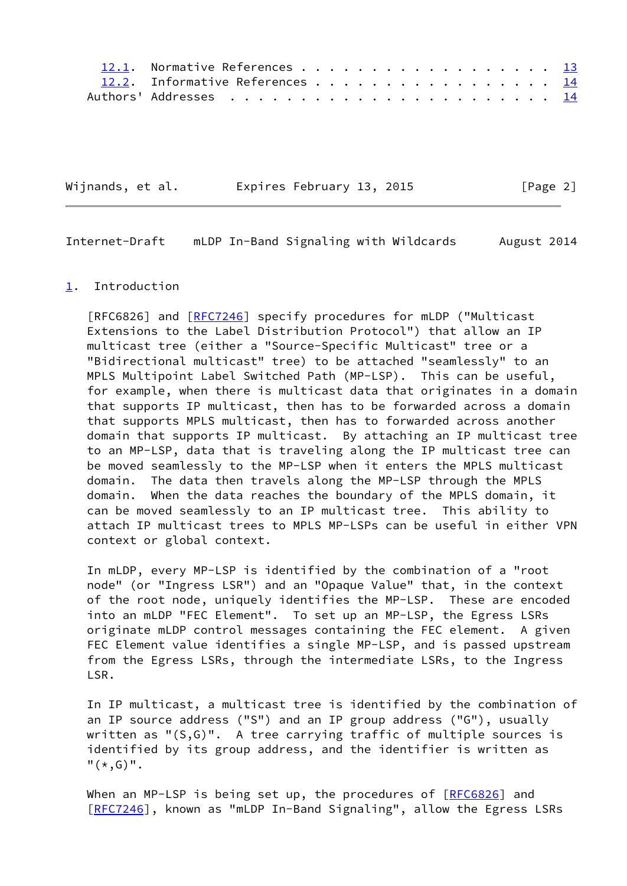| | | |
|---|---|---|
| 12.1. | Normative References | 13 |
| 12.2. | Informative References | 14 |
| | Authors' Addresses | 14 |

## 1. Introduction

[RFC6826] and [RFC7246] specify procedures for mLDP ("Multicast Extensions to the Label Distribution Protocol") that allow an IP multicast tree (either a "Source-Specific Multicast" tree or a "Bidirectional multicast" tree) to be attached "seamlessly" to an MPLS Multipoint Label Switched Path (MP-LSP). This can be useful, for example, when there is multicast data that originates in a domain that supports IP multicast, then has to be forwarded across a domain that supports MPLS multicast, then has to forwarded across another domain that supports IP multicast. By attaching an IP multicast tree to an MP-LSP, data that is traveling along the IP multicast tree can be moved seamlessly to the MP-LSP when it enters the MPLS multicast domain. The data then travels along the MP-LSP through the MPLS domain. When the data reaches the boundary of the MPLS domain, it can be moved seamlessly to an IP multicast tree. This ability to attach IP multicast trees to MPLS MP-LSPs can be useful in either VPN context or global context.

In mLDP, every MP-LSP is identified by the combination of a "root node" (or "Ingress LSR") and an "Opaque Value" that, in the context of the root node, uniquely identifies the MP-LSP. These are encoded into an mLDP "FEC Element". To set up an MP-LSP, the Egress LSRs originate mLDP control messages containing the FEC element. A given FEC Element value identifies a single MP-LSP, and is passed upstream from the Egress LSRs, through the intermediate LSRs, to the Ingress LSR.

In IP multicast, a multicast tree is identified by the combination of an IP source address ("S") and an IP group address ("G"), usually written as "(S,G)". A tree carrying traffic of multiple sources is identified by its group address, and the identifier is written as "(*,G)".

When an MP-LSP is being set up, the procedures of [RFC6826] and [RFC7246], known as "mLDP In-Band Signaling", allow the Egress LSRs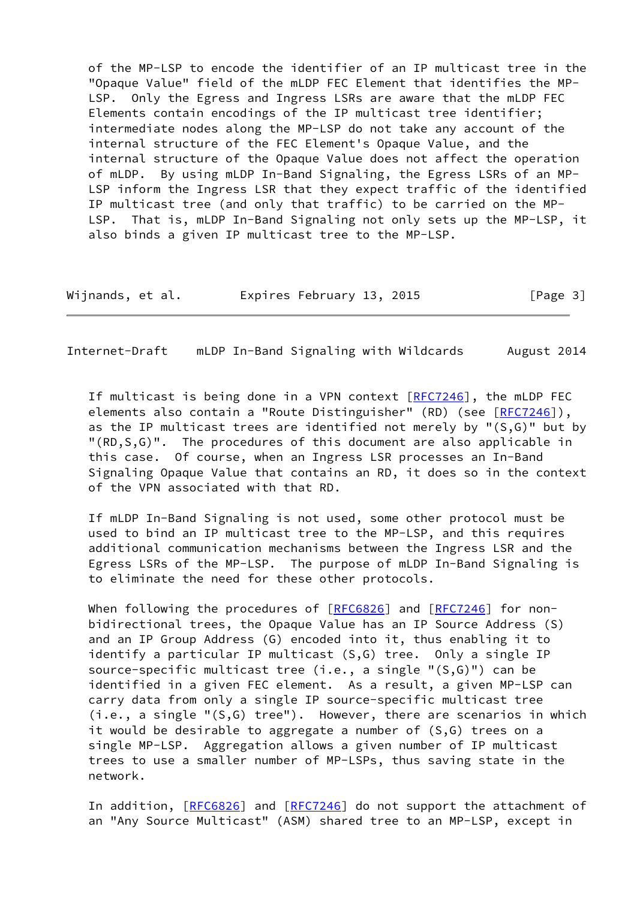of the MP-LSP to encode the identifier of an IP multicast tree in the "Opaque Value" field of the mLDP FEC Element that identifies the MP-LSP. Only the Egress and Ingress LSRs are aware that the mLDP FEC Elements contain encodings of the IP multicast tree identifier; intermediate nodes along the MP-LSP do not take any account of the internal structure of the FEC Element's Opaque Value, and the internal structure of the Opaque Value does not affect the operation of mLDP. By using mLDP In-Band Signaling, the Egress LSRs of an MP-LSP inform the Ingress LSR that they expect traffic of the identified IP multicast tree (and only that traffic) to be carried on the MP-LSP. That is, mLDP In-Band Signaling not only sets up the MP-LSP, it also binds a given IP multicast tree to the MP-LSP.

If multicast is being done in a VPN context [RFC7246], the mLDP FEC elements also contain a "Route Distinguisher" (RD) (see [RFC7246]), as the IP multicast trees are identified not merely by "(S,G)" but by "(RD,S,G)". The procedures of this document are also applicable in this case. Of course, when an Ingress LSR processes an In-Band Signaling Opaque Value that contains an RD, it does so in the context of the VPN associated with that RD.

If mLDP In-Band Signaling is not used, some other protocol must be used to bind an IP multicast tree to the MP-LSP, and this requires additional communication mechanisms between the Ingress LSR and the Egress LSRs of the MP-LSP. The purpose of mLDP In-Band Signaling is to eliminate the need for these other protocols.

When following the procedures of [RFC6826] and [RFC7246] for non-bidirectional trees, the Opaque Value has an IP Source Address (S) and an IP Group Address (G) encoded into it, thus enabling it to identify a particular IP multicast (S,G) tree. Only a single IP source-specific multicast tree (i.e., a single "(S,G)") can be identified in a given FEC element. As a result, a given MP-LSP can carry data from only a single IP source-specific multicast tree (i.e., a single "(S,G) tree"). However, there are scenarios in which it would be desirable to aggregate a number of (S,G) trees on a single MP-LSP. Aggregation allows a given number of IP multicast trees to use a smaller number of MP-LSPs, thus saving state in the network.

In addition, [RFC6826] and [RFC7246] do not support the attachment of an "Any Source Multicast" (ASM) shared tree to an MP-LSP, except in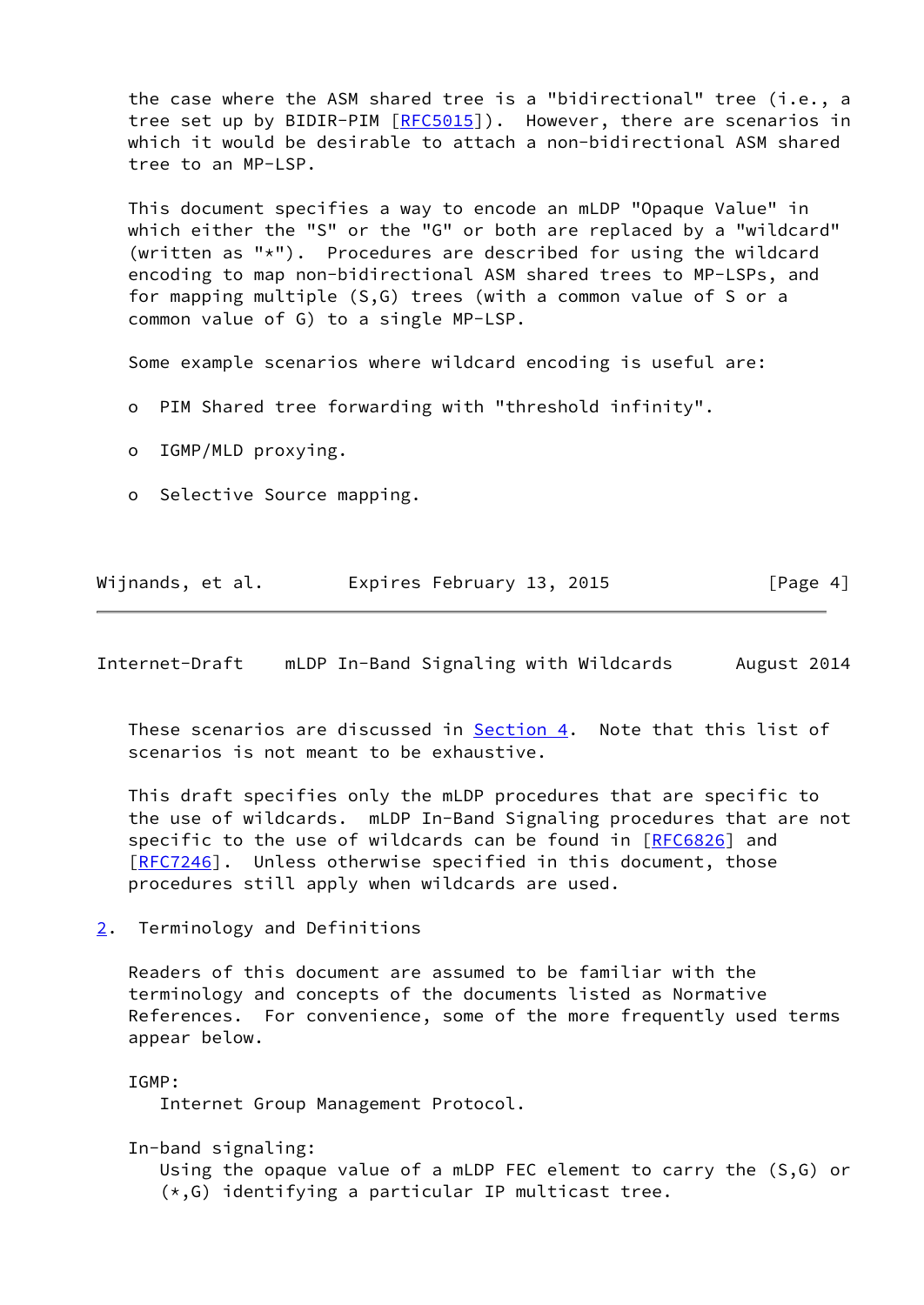the case where the ASM shared tree is a "bidirectional" tree (i.e., a tree set up by BIDIR-PIM [RFC5015]). However, there are scenarios in which it would be desirable to attach a non-bidirectional ASM shared tree to an MP-LSP.

This document specifies a way to encode an mLDP "Opaque Value" in which either the "S" or the "G" or both are replaced by a "wildcard" (written as "*"). Procedures are described for using the wildcard encoding to map non-bidirectional ASM shared trees to MP-LSPs, and for mapping multiple (S,G) trees (with a common value of S or a common value of G) to a single MP-LSP.

Some example scenarios where wildcard encoding is useful are:

- PIM Shared tree forwarding with "threshold infinity".
- IGMP/MLD proxying.
- Selective Source mapping.

These scenarios are discussed in Section 4. Note that this list of scenarios is not meant to be exhaustive.

This draft specifies only the mLDP procedures that are specific to the use of wildcards. mLDP In-Band Signaling procedures that are not specific to the use of wildcards can be found in [RFC6826] and [RFC7246]. Unless otherwise specified in this document, those procedures still apply when wildcards are used.

## 2. Terminology and Definitions

Readers of this document are assumed to be familiar with the terminology and concepts of the documents listed as Normative References. For convenience, some of the more frequently used terms appear below.

IGMP:
    Internet Group Management Protocol.

In-band signaling:
    Using the opaque value of a mLDP FEC element to carry the (S,G) or (*,G) identifying a particular IP multicast tree.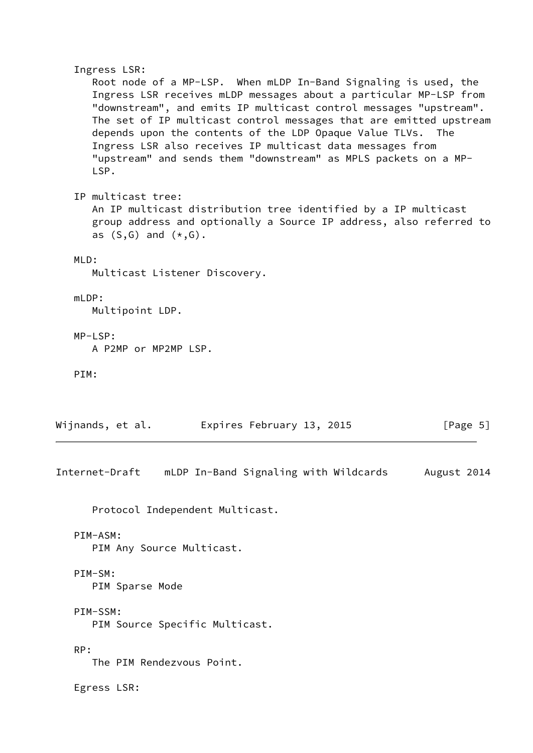Ingress LSR:
Root node of a MP-LSP. When mLDP In-Band Signaling is used, the Ingress LSR receives mLDP messages about a particular MP-LSP from "downstream", and emits IP multicast control messages "upstream". The set of IP multicast control messages that are emitted upstream depends upon the contents of the LDP Opaque Value TLVs. The Ingress LSR also receives IP multicast data messages from "upstream" and sends them "downstream" as MPLS packets on a MP-LSP.

IP multicast tree:
An IP multicast distribution tree identified by a IP multicast group address and optionally a Source IP address, also referred to as (S,G) and (*,G).

MLD:
Multicast Listener Discovery.

mLDP:
Multipoint LDP.

MP-LSP:
A P2MP or MP2MP LSP.

PIM:
Protocol Independent Multicast.

PIM-ASM:
PIM Any Source Multicast.

PIM-SM:
PIM Sparse Mode

PIM-SSM:
PIM Source Specific Multicast.

RP:
The PIM Rendezvous Point.

Egress LSR: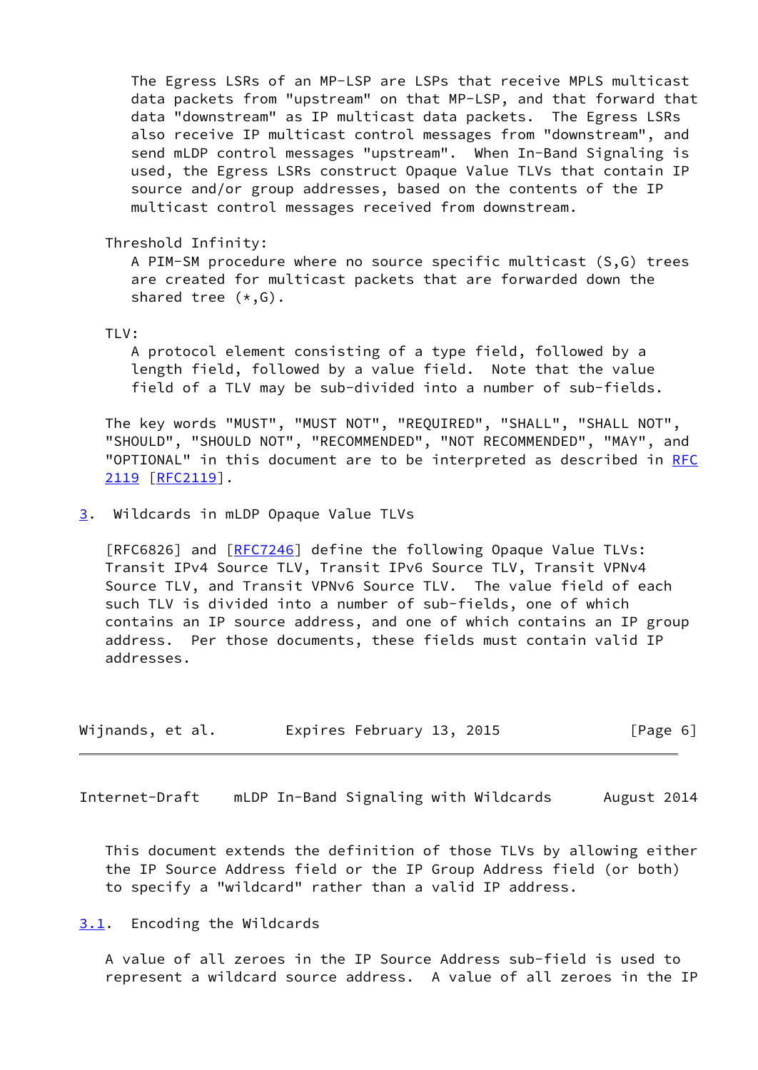The Egress LSRs of an MP-LSP are LSPs that receive MPLS multicast data packets from "upstream" on that MP-LSP, and that forward that data "downstream" as IP multicast data packets. The Egress LSRs also receive IP multicast control messages from "downstream", and send mLDP control messages "upstream". When In-Band Signaling is used, the Egress LSRs construct Opaque Value TLVs that contain IP source and/or group addresses, based on the contents of the IP multicast control messages received from downstream.

Threshold Infinity:
A PIM-SM procedure where no source specific multicast (S,G) trees are created for multicast packets that are forwarded down the shared tree (*,G).

TLV:
A protocol element consisting of a type field, followed by a length field, followed by a value field. Note that the value field of a TLV may be sub-divided into a number of sub-fields.

The key words "MUST", "MUST NOT", "REQUIRED", "SHALL", "SHALL NOT", "SHOULD", "SHOULD NOT", "RECOMMENDED", "NOT RECOMMENDED", "MAY", and "OPTIONAL" in this document are to be interpreted as described in RFC 2119 [RFC2119].

## 3. Wildcards in mLDP Opaque Value TLVs

[RFC6826] and [RFC7246] define the following Opaque Value TLVs: Transit IPv4 Source TLV, Transit IPv6 Source TLV, Transit VPNv4 Source TLV, and Transit VPNv6 Source TLV. The value field of each such TLV is divided into a number of sub-fields, one of which contains an IP source address, and one of which contains an IP group address. Per those documents, these fields must contain valid IP addresses.

This document extends the definition of those TLVs by allowing either the IP Source Address field or the IP Group Address field (or both) to specify a "wildcard" rather than a valid IP address.

### 3.1. Encoding the Wildcards

A value of all zeroes in the IP Source Address sub-field is used to represent a wildcard source address. A value of all zeroes in the IP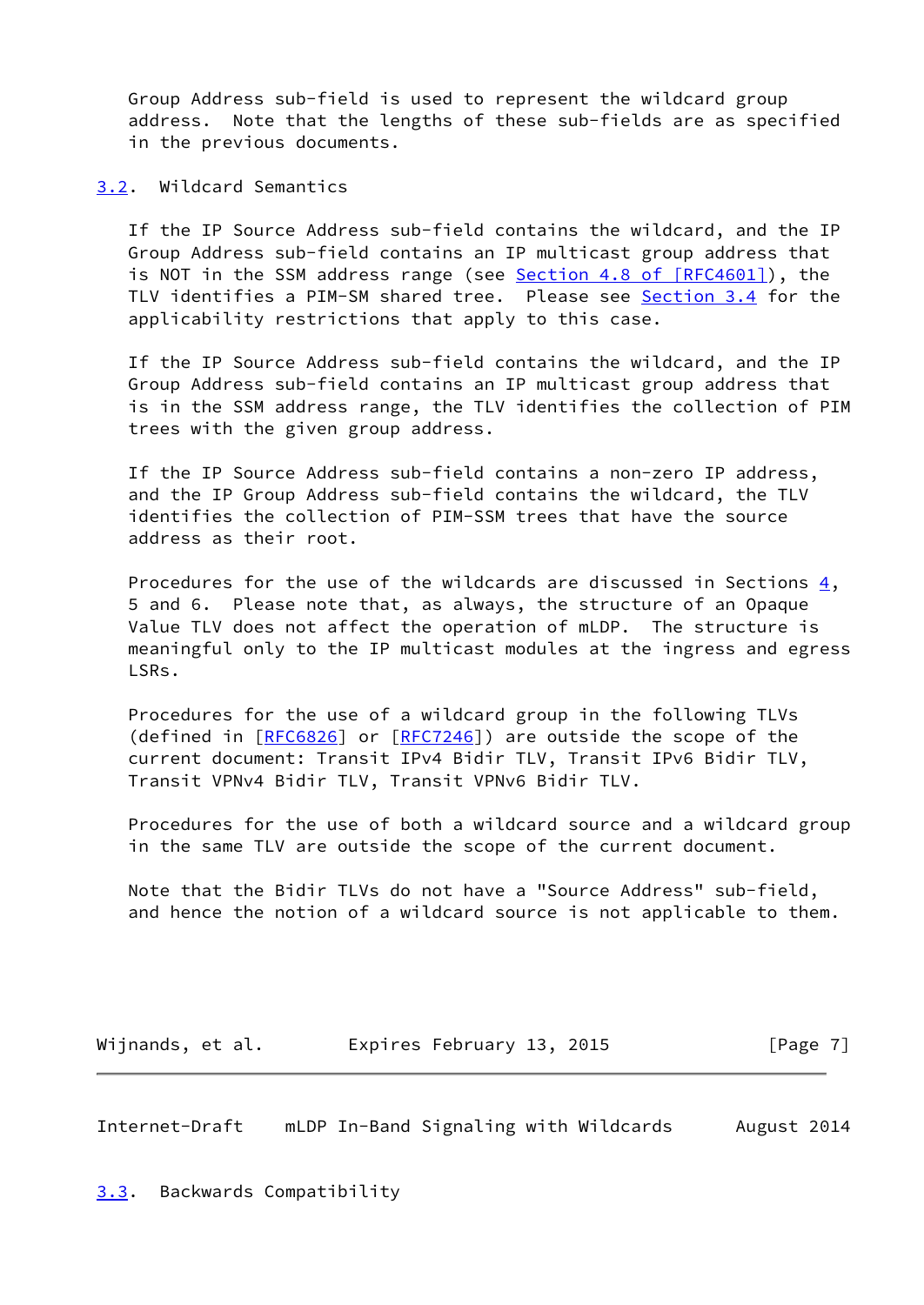Group Address sub-field is used to represent the wildcard group address. Note that the lengths of these sub-fields are as specified in the previous documents.

### 3.2. Wildcard Semantics

If the IP Source Address sub-field contains the wildcard, and the IP Group Address sub-field contains an IP multicast group address that is NOT in the SSM address range (see Section 4.8 of [RFC4601]), the TLV identifies a PIM-SM shared tree. Please see Section 3.4 for the applicability restrictions that apply to this case.

If the IP Source Address sub-field contains the wildcard, and the IP Group Address sub-field contains an IP multicast group address that is in the SSM address range, the TLV identifies the collection of PIM trees with the given group address.

If the IP Source Address sub-field contains a non-zero IP address, and the IP Group Address sub-field contains the wildcard, the TLV identifies the collection of PIM-SSM trees that have the source address as their root.

Procedures for the use of the wildcards are discussed in Sections 4, 5 and 6. Please note that, as always, the structure of an Opaque Value TLV does not affect the operation of mLDP. The structure is meaningful only to the IP multicast modules at the ingress and egress LSRs.

Procedures for the use of a wildcard group in the following TLVs (defined in [RFC6826] or [RFC7246]) are outside the scope of the current document: Transit IPv4 Bidir TLV, Transit IPv6 Bidir TLV, Transit VPNv4 Bidir TLV, Transit VPNv6 Bidir TLV.

Procedures for the use of both a wildcard source and a wildcard group in the same TLV are outside the scope of the current document.

Note that the Bidir TLVs do not have a "Source Address" sub-field, and hence the notion of a wildcard source is not applicable to them.

### 3.3. Backwards Compatibility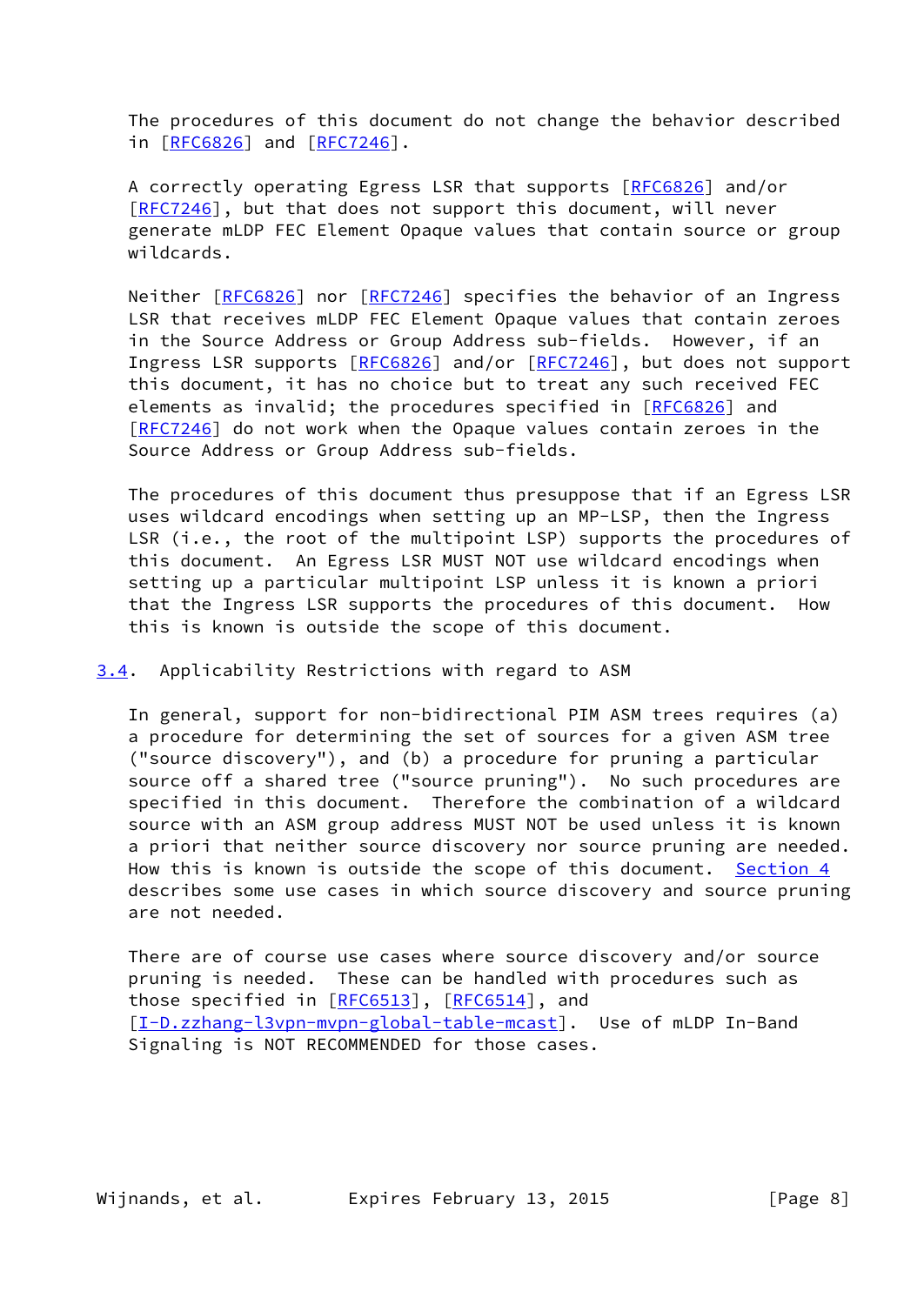The procedures of this document do not change the behavior described in [RFC6826] and [RFC7246].

A correctly operating Egress LSR that supports [RFC6826] and/or [RFC7246], but that does not support this document, will never generate mLDP FEC Element Opaque values that contain source or group wildcards.

Neither [RFC6826] nor [RFC7246] specifies the behavior of an Ingress LSR that receives mLDP FEC Element Opaque values that contain zeroes in the Source Address or Group Address sub-fields. However, if an Ingress LSR supports [RFC6826] and/or [RFC7246], but does not support this document, it has no choice but to treat any such received FEC elements as invalid; the procedures specified in [RFC6826] and [RFC7246] do not work when the Opaque values contain zeroes in the Source Address or Group Address sub-fields.

The procedures of this document thus presuppose that if an Egress LSR uses wildcard encodings when setting up an MP-LSP, then the Ingress LSR (i.e., the root of the multipoint LSP) supports the procedures of this document. An Egress LSR MUST NOT use wildcard encodings when setting up a particular multipoint LSP unless it is known a priori that the Ingress LSR supports the procedures of this document. How this is known is outside the scope of this document.

### 3.4. Applicability Restrictions with regard to ASM

In general, support for non-bidirectional PIM ASM trees requires (a) a procedure for determining the set of sources for a given ASM tree ("source discovery"), and (b) a procedure for pruning a particular source off a shared tree ("source pruning"). No such procedures are specified in this document. Therefore the combination of a wildcard source with an ASM group address MUST NOT be used unless it is known a priori that neither source discovery nor source pruning are needed. How this is known is outside the scope of this document. Section 4 describes some use cases in which source discovery and source pruning are not needed.

There are of course use cases where source discovery and/or source pruning is needed. These can be handled with procedures such as those specified in [RFC6513], [RFC6514], and [I-D.zzhang-l3vpn-mvpn-global-table-mcast]. Use of mLDP In-Band Signaling is NOT RECOMMENDED for those cases.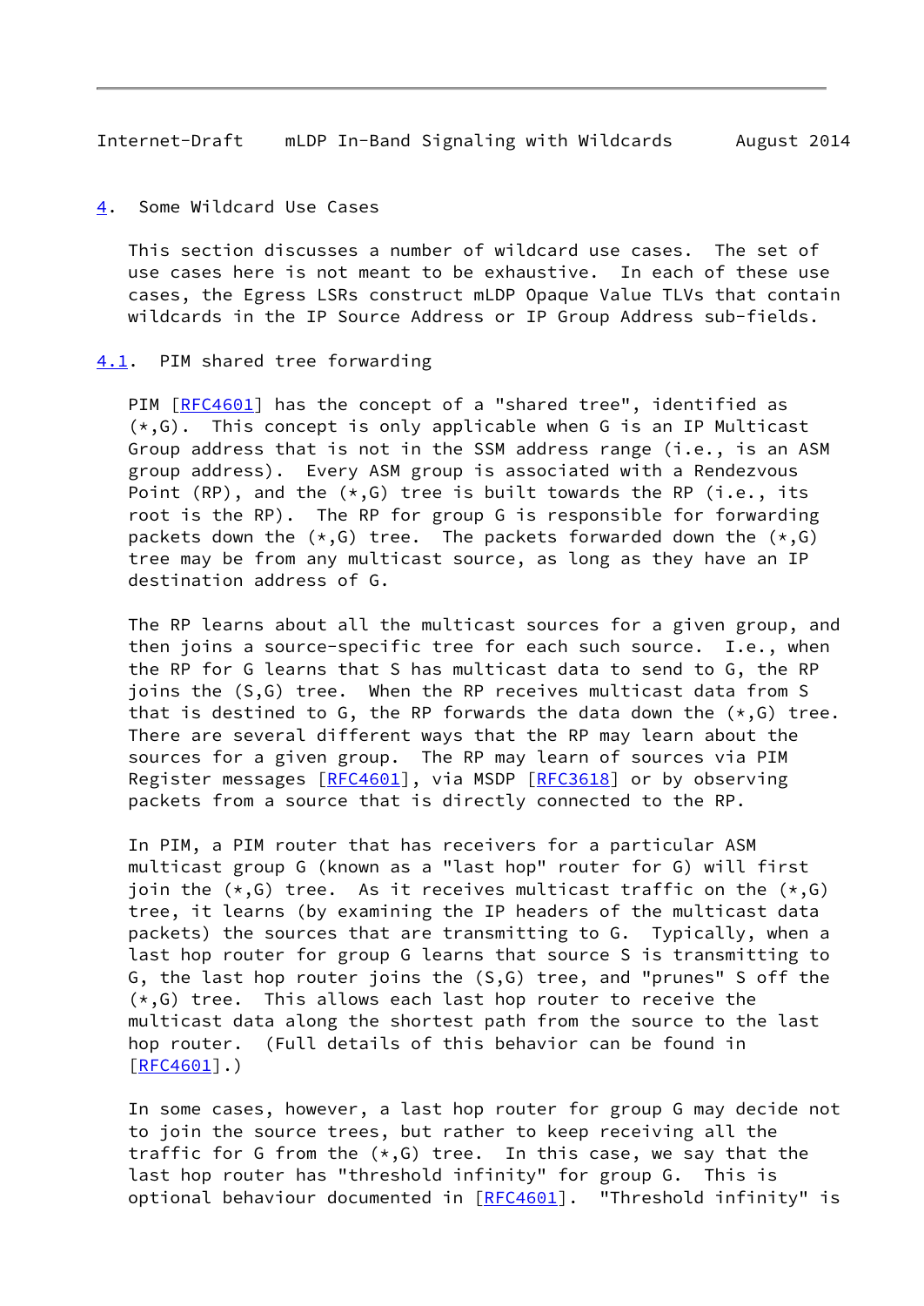## 4. Some Wildcard Use Cases

This section discusses a number of wildcard use cases. The set of use cases here is not meant to be exhaustive. In each of these use cases, the Egress LSRs construct mLDP Opaque Value TLVs that contain wildcards in the IP Source Address or IP Group Address sub-fields.

### 4.1. PIM shared tree forwarding

PIM [RFC4601] has the concept of a "shared tree", identified as (*,G). This concept is only applicable when G is an IP Multicast Group address that is not in the SSM address range (i.e., is an ASM group address). Every ASM group is associated with a Rendezvous Point (RP), and the (*,G) tree is built towards the RP (i.e., its root is the RP). The RP for group G is responsible for forwarding packets down the (*,G) tree. The packets forwarded down the (*,G) tree may be from any multicast source, as long as they have an IP destination address of G.

The RP learns about all the multicast sources for a given group, and then joins a source-specific tree for each such source. I.e., when the RP for G learns that S has multicast data to send to G, the RP joins the (S,G) tree. When the RP receives multicast data from S that is destined to G, the RP forwards the data down the (*,G) tree. There are several different ways that the RP may learn about the sources for a given group. The RP may learn of sources via PIM Register messages [RFC4601], via MSDP [RFC3618] or by observing packets from a source that is directly connected to the RP.

In PIM, a PIM router that has receivers for a particular ASM multicast group G (known as a "last hop" router for G) will first join the (*,G) tree. As it receives multicast traffic on the (*,G) tree, it learns (by examining the IP headers of the multicast data packets) the sources that are transmitting to G. Typically, when a last hop router for group G learns that source S is transmitting to G, the last hop router joins the (S,G) tree, and "prunes" S off the (*,G) tree. This allows each last hop router to receive the multicast data along the shortest path from the source to the last hop router. (Full details of this behavior can be found in [RFC4601].)

In some cases, however, a last hop router for group G may decide not to join the source trees, but rather to keep receiving all the traffic for G from the (*,G) tree. In this case, we say that the last hop router has "threshold infinity" for group G. This is optional behaviour documented in [RFC4601]. "Threshold infinity" is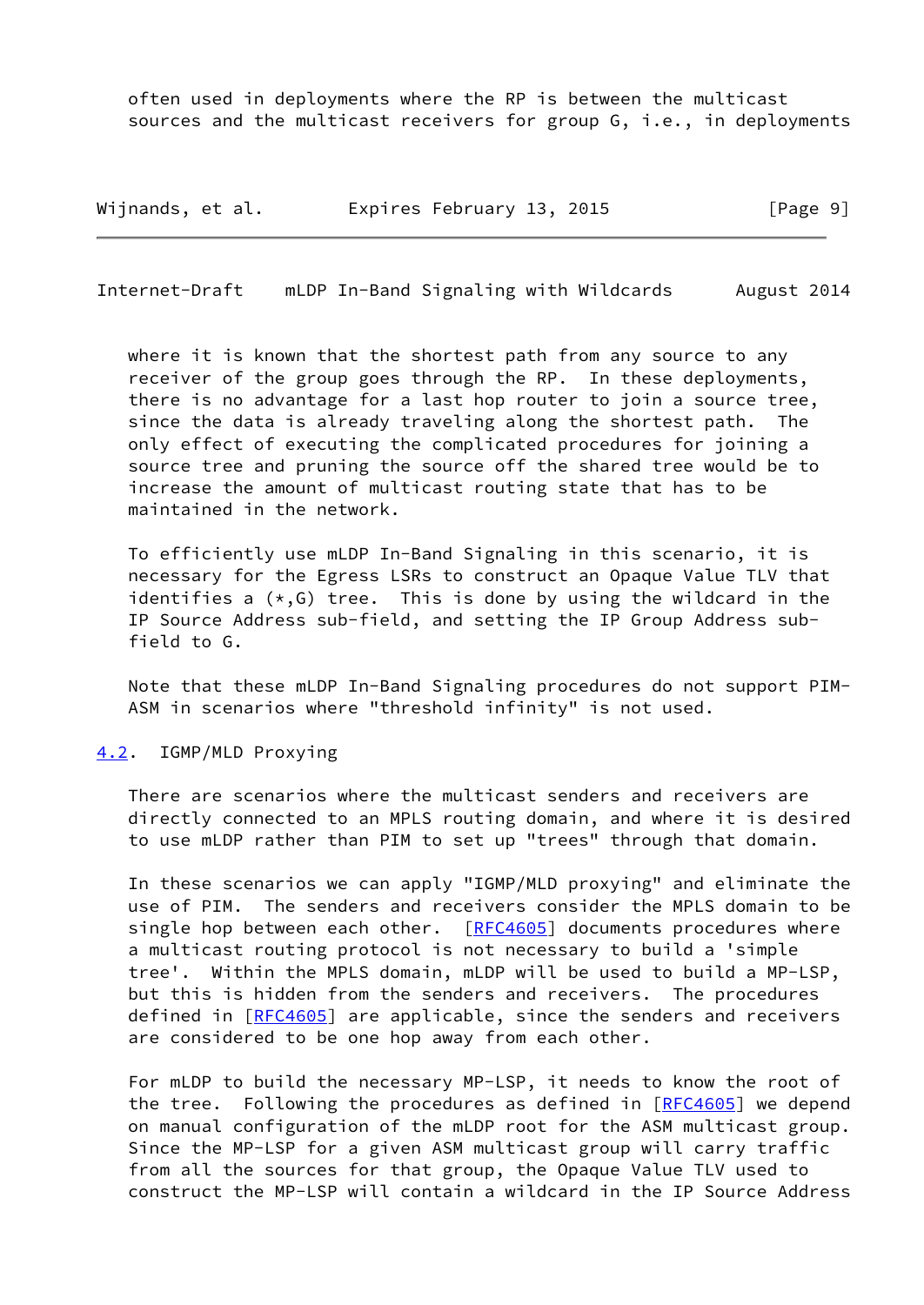often used in deployments where the RP is between the multicast sources and the multicast receivers for group G, i.e., in deployments where it is known that the shortest path from any source to any receiver of the group goes through the RP. In these deployments, there is no advantage for a last hop router to join a source tree, since the data is already traveling along the shortest path. The only effect of executing the complicated procedures for joining a source tree and pruning the source off the shared tree would be to increase the amount of multicast routing state that has to be maintained in the network.

To efficiently use mLDP In-Band Signaling in this scenario, it is necessary for the Egress LSRs to construct an Opaque Value TLV that identifies a (*,G) tree. This is done by using the wildcard in the IP Source Address sub-field, and setting the IP Group Address sub-field to G.

Note that these mLDP In-Band Signaling procedures do not support PIM-ASM in scenarios where "threshold infinity" is not used.

## 4.2. IGMP/MLD Proxying

There are scenarios where the multicast senders and receivers are directly connected to an MPLS routing domain, and where it is desired to use mLDP rather than PIM to set up "trees" through that domain.

In these scenarios we can apply "IGMP/MLD proxying" and eliminate the use of PIM. The senders and receivers consider the MPLS domain to be single hop between each other. [RFC4605] documents procedures where a multicast routing protocol is not necessary to build a 'simple tree'. Within the MPLS domain, mLDP will be used to build a MP-LSP, but this is hidden from the senders and receivers. The procedures defined in [RFC4605] are applicable, since the senders and receivers are considered to be one hop away from each other.

For mLDP to build the necessary MP-LSP, it needs to know the root of the tree. Following the procedures as defined in [RFC4605] we depend on manual configuration of the mLDP root for the ASM multicast group. Since the MP-LSP for a given ASM multicast group will carry traffic from all the sources for that group, the Opaque Value TLV used to construct the MP-LSP will contain a wildcard in the IP Source Address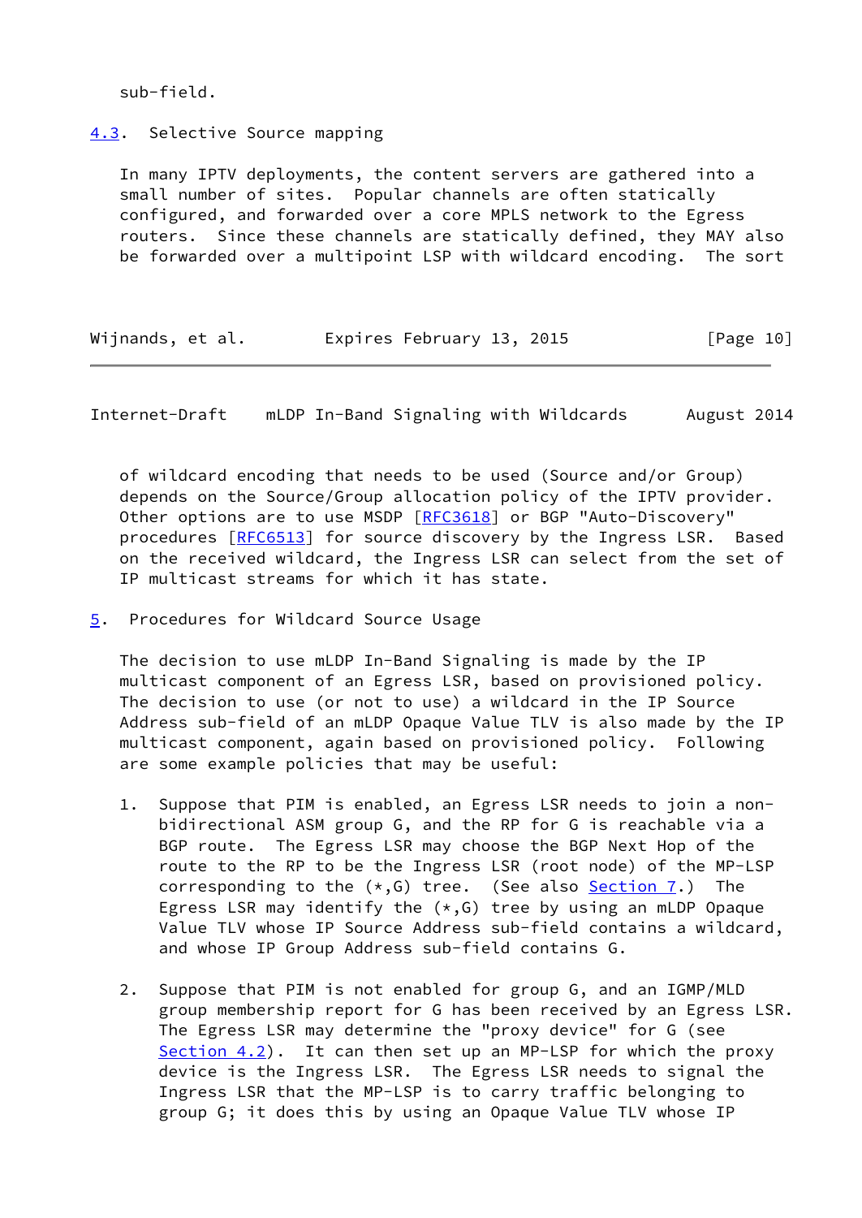sub-field.

### 4.3. Selective Source mapping

In many IPTV deployments, the content servers are gathered into a small number of sites. Popular channels are often statically configured, and forwarded over a core MPLS network to the Egress routers. Since these channels are statically defined, they MAY also be forwarded over a multipoint LSP with wildcard encoding. The sort of wildcard encoding that needs to be used (Source and/or Group) depends on the Source/Group allocation policy of the IPTV provider. Other options are to use MSDP [RFC3618] or BGP "Auto-Discovery" procedures [RFC6513] for source discovery by the Ingress LSR. Based on the received wildcard, the Ingress LSR can select from the set of IP multicast streams for which it has state.

## 5. Procedures for Wildcard Source Usage

The decision to use mLDP In-Band Signaling is made by the IP multicast component of an Egress LSR, based on provisioned policy. The decision to use (or not to use) a wildcard in the IP Source Address sub-field of an mLDP Opaque Value TLV is also made by the IP multicast component, again based on provisioned policy. Following are some example policies that may be useful:

1. Suppose that PIM is enabled, an Egress LSR needs to join a non-bidirectional ASM group G, and the RP for G is reachable via a BGP route. The Egress LSR may choose the BGP Next Hop of the route to the RP to be the Ingress LSR (root node) of the MP-LSP corresponding to the (*,G) tree. (See also Section 7.) The Egress LSR may identify the (*,G) tree by using an mLDP Opaque Value TLV whose IP Source Address sub-field contains a wildcard, and whose IP Group Address sub-field contains G.

2. Suppose that PIM is not enabled for group G, and an IGMP/MLD group membership report for G has been received by an Egress LSR. The Egress LSR may determine the "proxy device" for G (see Section 4.2). It can then set up an MP-LSP for which the proxy device is the Ingress LSR. The Egress LSR needs to signal the Ingress LSR that the MP-LSP is to carry traffic belonging to group G; it does this by using an Opaque Value TLV whose IP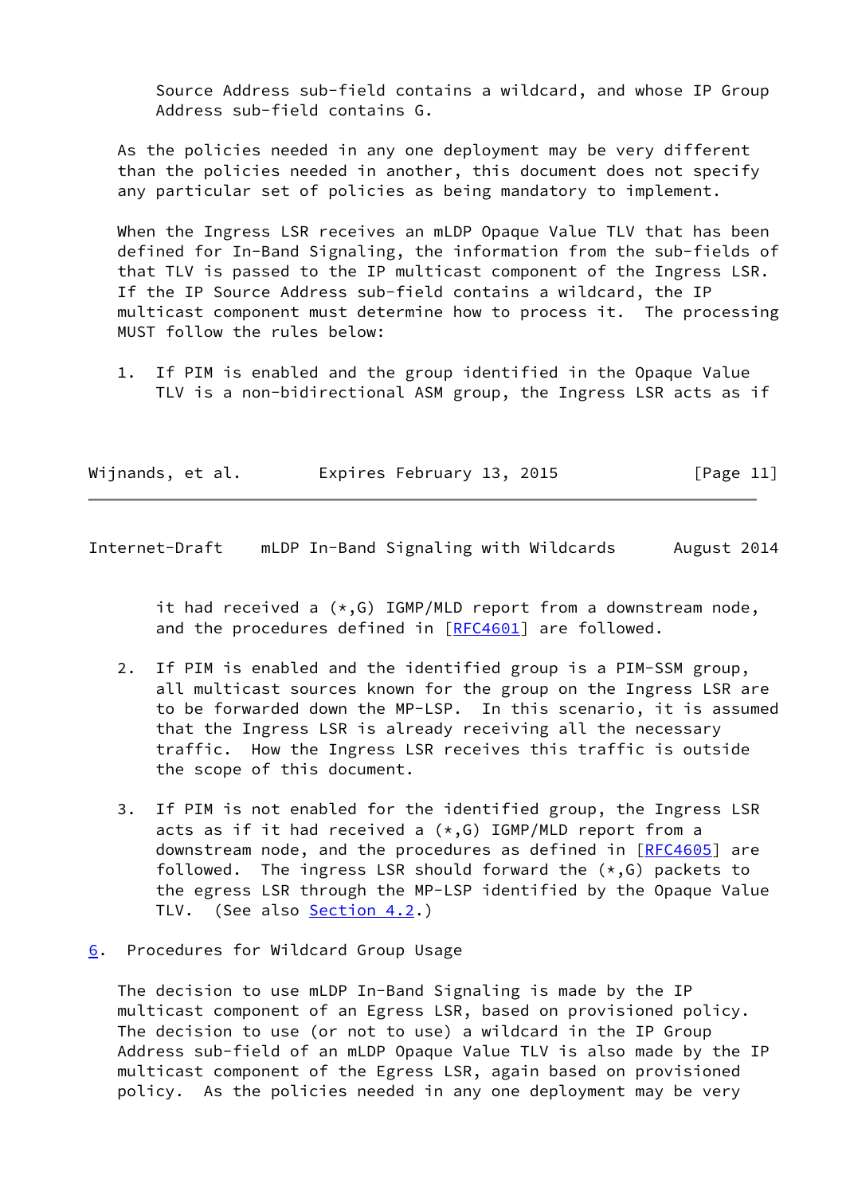Source Address sub-field contains a wildcard, and whose IP Group Address sub-field contains G.

As the policies needed in any one deployment may be very different than the policies needed in another, this document does not specify any particular set of policies as being mandatory to implement.

When the Ingress LSR receives an mLDP Opaque Value TLV that has been defined for In-Band Signaling, the information from the sub-fields of that TLV is passed to the IP multicast component of the Ingress LSR. If the IP Source Address sub-field contains a wildcard, the IP multicast component must determine how to process it. The processing MUST follow the rules below:

1. If PIM is enabled and the group identified in the Opaque Value TLV is a non-bidirectional ASM group, the Ingress LSR acts as if it had received a (*,G) IGMP/MLD report from a downstream node, and the procedures defined in [RFC4601] are followed.

2. If PIM is enabled and the identified group is a PIM-SSM group, all multicast sources known for the group on the Ingress LSR are to be forwarded down the MP-LSP. In this scenario, it is assumed that the Ingress LSR is already receiving all the necessary traffic. How the Ingress LSR receives this traffic is outside the scope of this document.

3. If PIM is not enabled for the identified group, the Ingress LSR acts as if it had received a (*,G) IGMP/MLD report from a downstream node, and the procedures as defined in [RFC4605] are followed. The ingress LSR should forward the (*,G) packets to the egress LSR through the MP-LSP identified by the Opaque Value TLV. (See also Section 4.2.)

## 6. Procedures for Wildcard Group Usage

The decision to use mLDP In-Band Signaling is made by the IP multicast component of an Egress LSR, based on provisioned policy. The decision to use (or not to use) a wildcard in the IP Group Address sub-field of an mLDP Opaque Value TLV is also made by the IP multicast component of the Egress LSR, again based on provisioned policy. As the policies needed in any one deployment may be very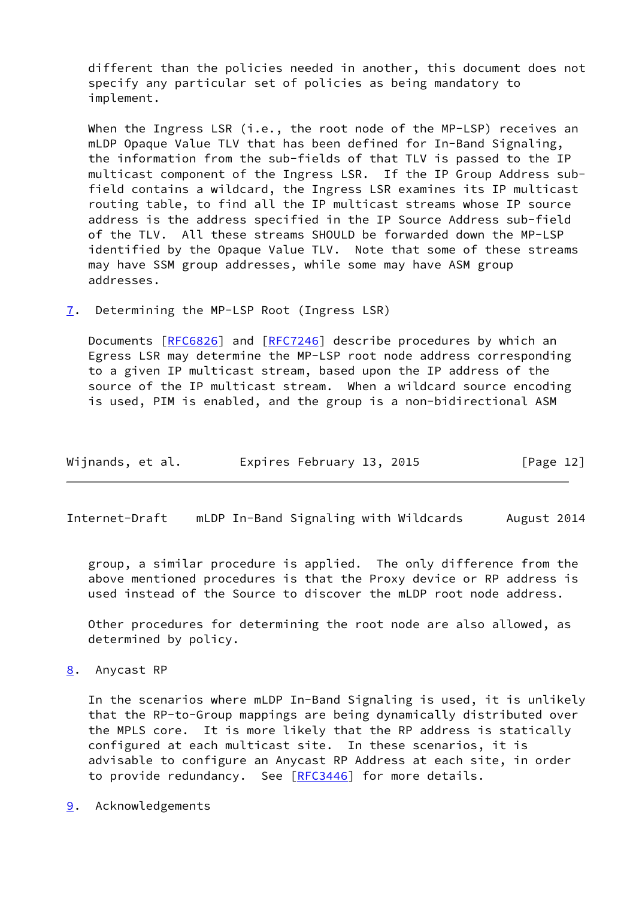different than the policies needed in another, this document does not specify any particular set of policies as being mandatory to implement.

When the Ingress LSR (i.e., the root node of the MP-LSP) receives an mLDP Opaque Value TLV that has been defined for In-Band Signaling, the information from the sub-fields of that TLV is passed to the IP multicast component of the Ingress LSR. If the IP Group Address sub-field contains a wildcard, the Ingress LSR examines its IP multicast routing table, to find all the IP multicast streams whose IP source address is the address specified in the IP Source Address sub-field of the TLV. All these streams SHOULD be forwarded down the MP-LSP identified by the Opaque Value TLV. Note that some of these streams may have SSM group addresses, while some may have ASM group addresses.

## 7. Determining the MP-LSP Root (Ingress LSR)

Documents [RFC6826] and [RFC7246] describe procedures by which an Egress LSR may determine the MP-LSP root node address corresponding to a given IP multicast stream, based upon the IP address of the source of the IP multicast stream. When a wildcard source encoding is used, PIM is enabled, and the group is a non-bidirectional ASM group, a similar procedure is applied. The only difference from the above mentioned procedures is that the Proxy device or RP address is used instead of the Source to discover the mLDP root node address.

Other procedures for determining the root node are also allowed, as determined by policy.

## 8. Anycast RP

In the scenarios where mLDP In-Band Signaling is used, it is unlikely that the RP-to-Group mappings are being dynamically distributed over the MPLS core. It is more likely that the RP address is statically configured at each multicast site. In these scenarios, it is advisable to configure an Anycast RP Address at each site, in order to provide redundancy. See [RFC3446] for more details.

## 9. Acknowledgements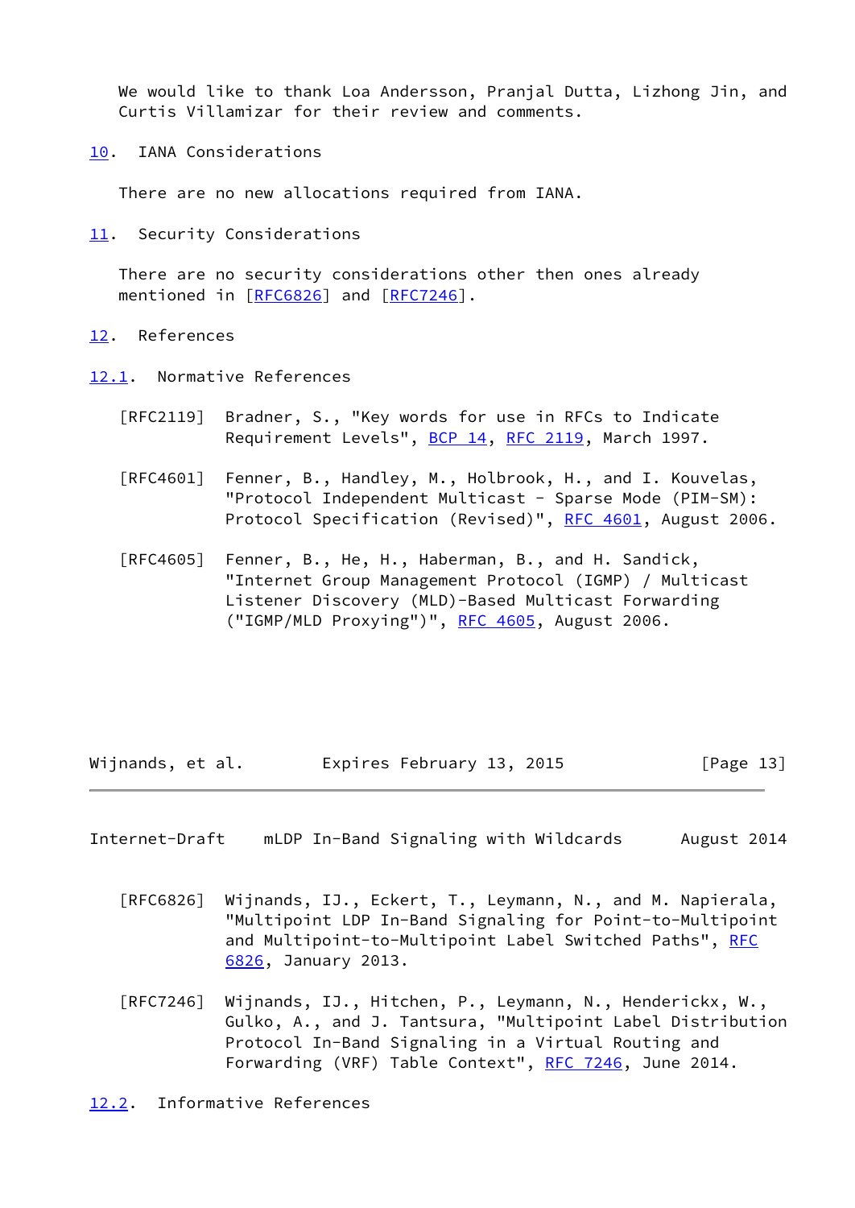We would like to thank Loa Andersson, Pranjal Dutta, Lizhong Jin, and Curtis Villamizar for their review and comments.

## 10. IANA Considerations

There are no new allocations required from IANA.

## 11. Security Considerations

There are no security considerations other then ones already mentioned in [RFC6826] and [RFC7246].

## 12. References

### 12.1. Normative References

[RFC2119] Bradner, S., "Key words for use in RFCs to Indicate Requirement Levels", BCP 14, RFC 2119, March 1997.

[RFC4601] Fenner, B., Handley, M., Holbrook, H., and I. Kouvelas, "Protocol Independent Multicast - Sparse Mode (PIM-SM): Protocol Specification (Revised)", RFC 4601, August 2006.

[RFC4605] Fenner, B., He, H., Haberman, B., and H. Sandick, "Internet Group Management Protocol (IGMP) / Multicast Listener Discovery (MLD)-Based Multicast Forwarding ("IGMP/MLD Proxying")", RFC 4605, August 2006.

[RFC6826] Wijnands, IJ., Eckert, T., Leymann, N., and M. Napierala, "Multipoint LDP In-Band Signaling for Point-to-Multipoint and Multipoint-to-Multipoint Label Switched Paths", RFC 6826, January 2013.

[RFC7246] Wijnands, IJ., Hitchen, P., Leymann, N., Henderickx, W., Gulko, A., and J. Tantsura, "Multipoint Label Distribution Protocol In-Band Signaling in a Virtual Routing and Forwarding (VRF) Table Context", RFC 7246, June 2014.

### 12.2. Informative References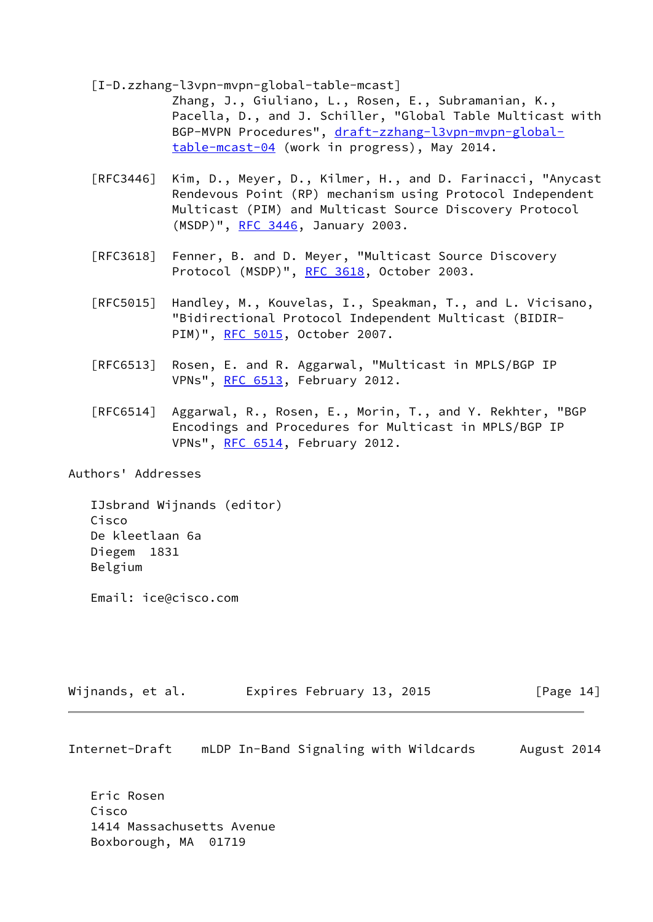[I-D.zzhang-l3vpn-mvpn-global-table-mcast]
Zhang, J., Giuliano, L., Rosen, E., Subramanian, K., Pacella, D., and J. Schiller, "Global Table Multicast with BGP-MVPN Procedures", draft-zzhang-l3vpn-mvpn-global-table-mcast-04 (work in progress), May 2014.

[RFC3446] Kim, D., Meyer, D., Kilmer, H., and D. Farinacci, "Anycast Rendevous Point (RP) mechanism using Protocol Independent Multicast (PIM) and Multicast Source Discovery Protocol (MSDP)", RFC 3446, January 2003.

[RFC3618] Fenner, B. and D. Meyer, "Multicast Source Discovery Protocol (MSDP)", RFC 3618, October 2003.

[RFC5015] Handley, M., Kouvelas, I., Speakman, T., and L. Vicisano, "Bidirectional Protocol Independent Multicast (BIDIR-PIM)", RFC 5015, October 2007.

[RFC6513] Rosen, E. and R. Aggarwal, "Multicast in MPLS/BGP IP VPNs", RFC 6513, February 2012.

[RFC6514] Aggarwal, R., Rosen, E., Morin, T., and Y. Rekhter, "BGP Encodings and Procedures for Multicast in MPLS/BGP IP VPNs", RFC 6514, February 2012.

## Authors' Addresses

IJsbrand Wijnands (editor)
Cisco
De kleetlaan 6a
Diegem 1831
Belgium

Email: ice@cisco.com

Eric Rosen
Cisco
1414 Massachusetts Avenue
Boxborough, MA 01719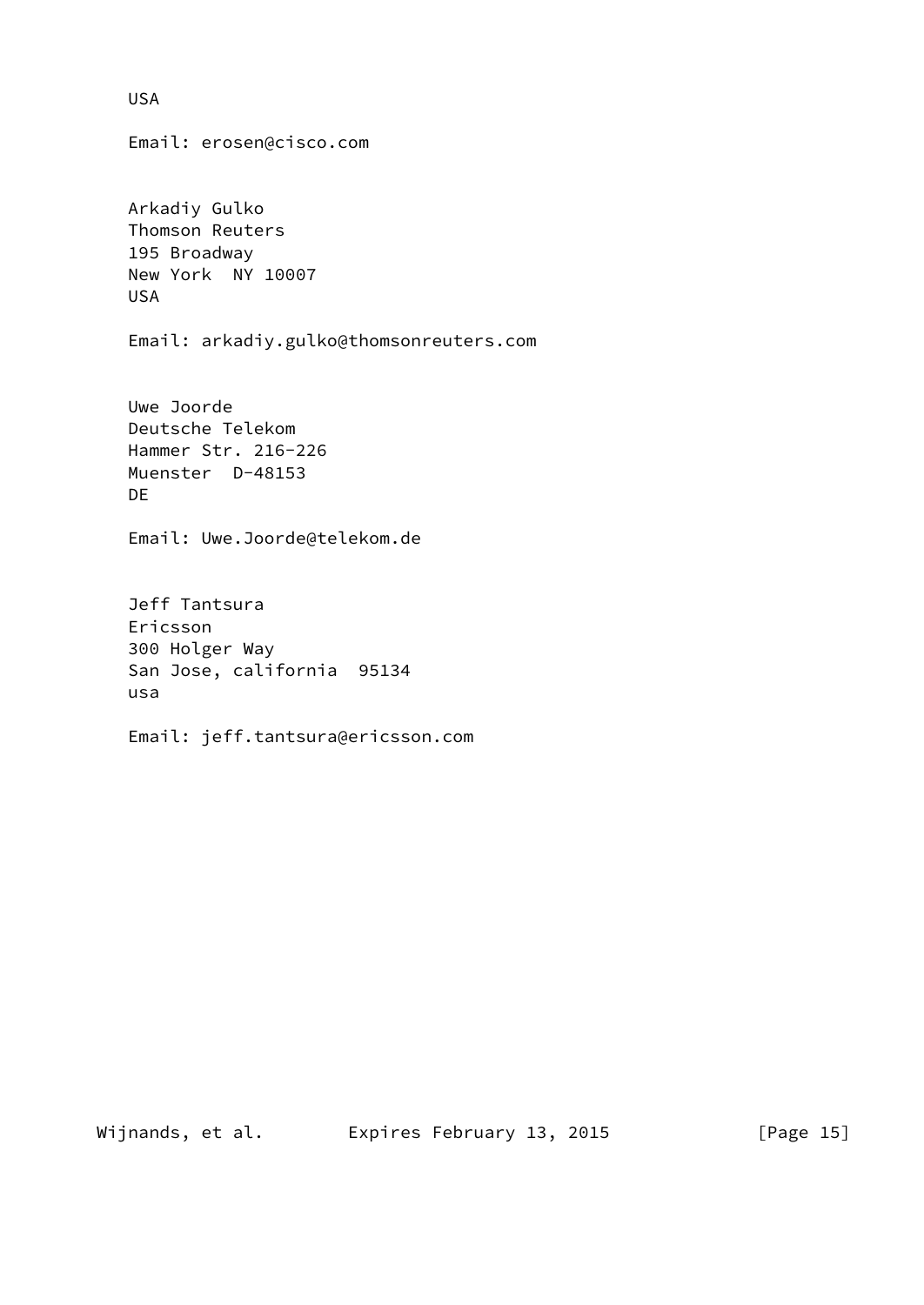USA

Email: erosen@cisco.com

Arkadiy Gulko
Thomson Reuters
195 Broadway
New York  NY 10007
USA

Email: arkadiy.gulko@thomsonreuters.com

Uwe Joorde
Deutsche Telekom
Hammer Str. 216-226
Muenster  D-48153
DE

Email: Uwe.Joorde@telekom.de

Jeff Tantsura
Ericsson
300 Holger Way
San Jose, california  95134
usa

Email: jeff.tantsura@ericsson.com